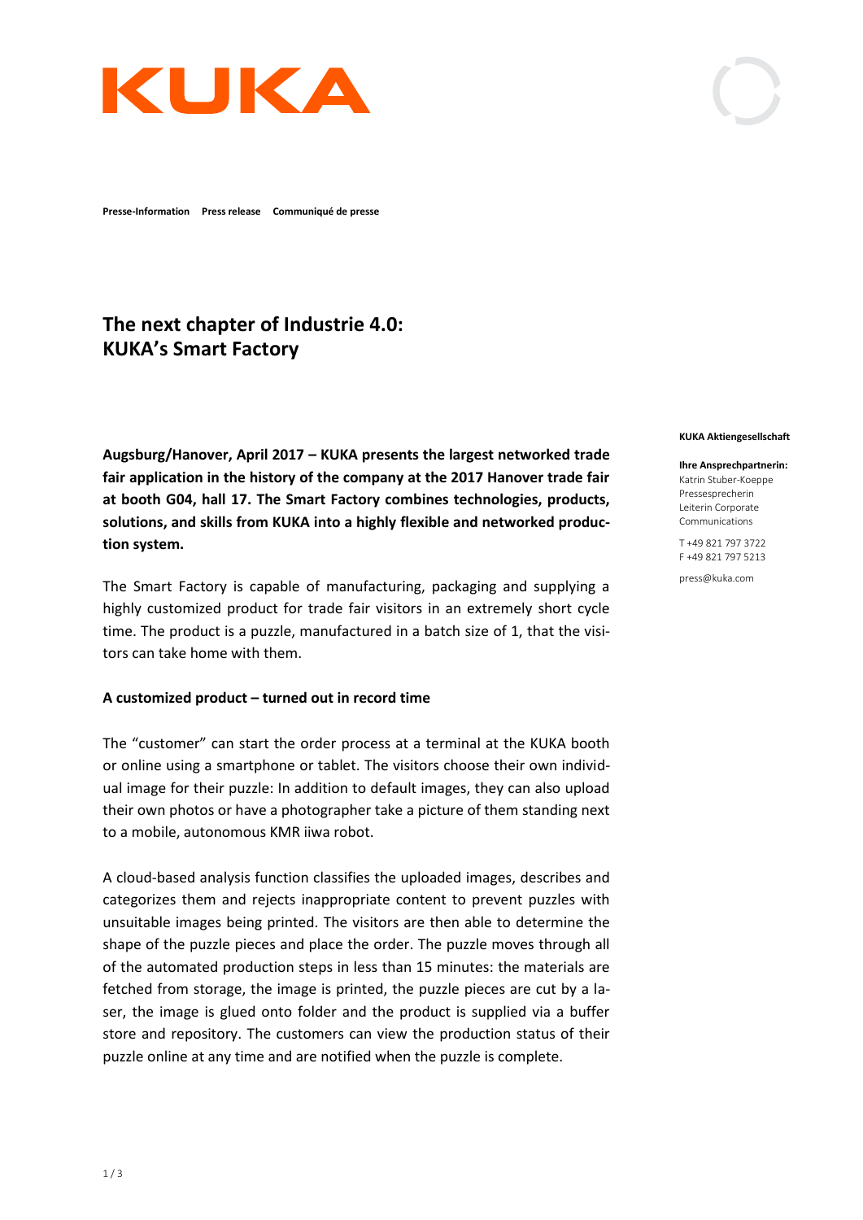KUKA

**Presse-Information** **Press release** **Communiqué de presse**

# The next chapter of Industrie 4.0: KUKA's Smart Factory

**KUKA Aktiengesellschaft**

**Ihre Ansprechpartnerin:**
Katrin Stuber-Koeppe
Pressesprecherin
Leiterin Corporate Communications

T +49 821 797 3722
F +49 821 797 5213

press@kuka.com

**Augsburg/Hanover, April 2017 – KUKA presents the largest networked trade fair application in the history of the company at the 2017 Hanover trade fair at booth G04, hall 17. The Smart Factory combines technologies, products, solutions, and skills from KUKA into a highly flexible and networked production system.**

The Smart Factory is capable of manufacturing, packaging and supplying a highly customized product for trade fair visitors in an extremely short cycle time. The product is a puzzle, manufactured in a batch size of 1, that the visitors can take home with them.

**A customized product – turned out in record time**

The "customer" can start the order process at a terminal at the KUKA booth or online using a smartphone or tablet. The visitors choose their own individual image for their puzzle: In addition to default images, they can also upload their own photos or have a photographer take a picture of them standing next to a mobile, autonomous KMR iiwa robot.

A cloud-based analysis function classifies the uploaded images, describes and categorizes them and rejects inappropriate content to prevent puzzles with unsuitable images being printed. The visitors are then able to determine the shape of the puzzle pieces and place the order. The puzzle moves through all of the automated production steps in less than 15 minutes: the materials are fetched from storage, the image is printed, the puzzle pieces are cut by a laser, the image is glued onto folder and the product is supplied via a buffer store and repository. The customers can view the production status of their puzzle online at any time and are notified when the puzzle is complete.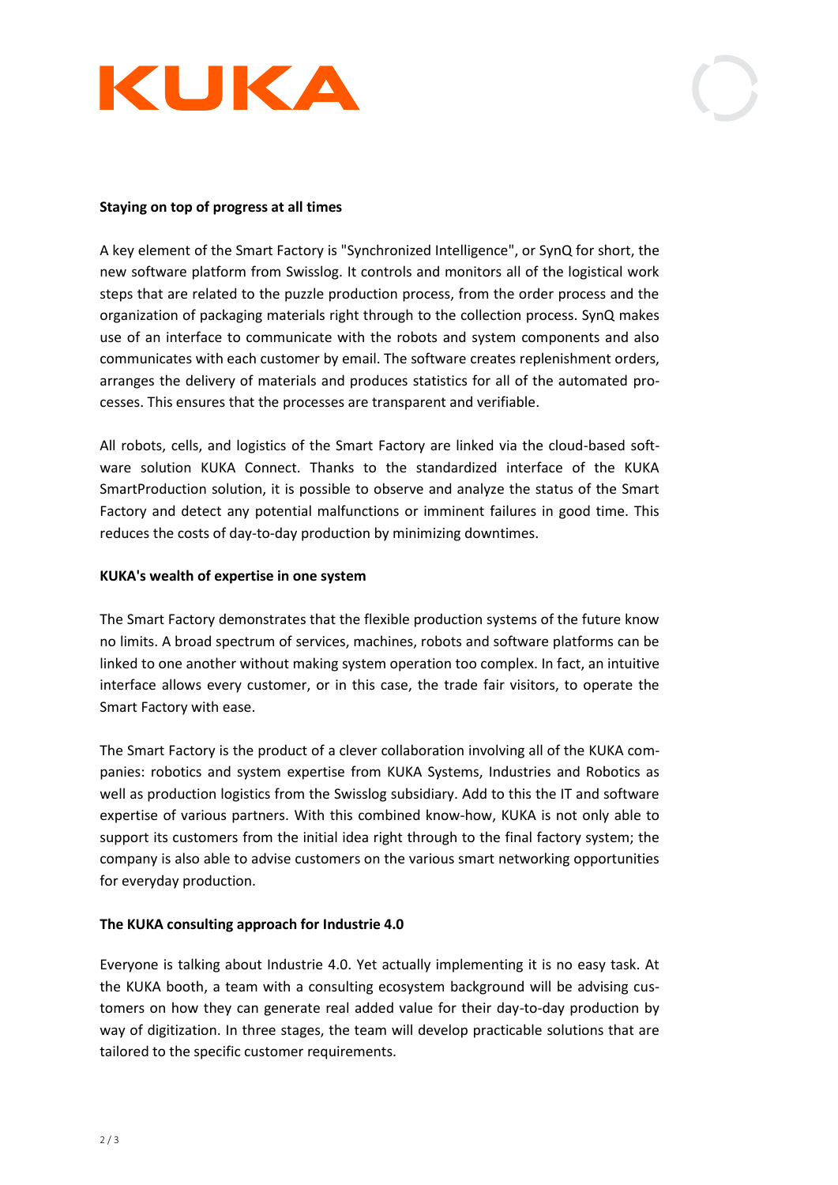**Staying on top of progress at all times**

A key element of the Smart Factory is "Synchronized Intelligence", or SynQ for short, the new software platform from Swisslog. It controls and monitors all of the logistical work steps that are related to the puzzle production process, from the order process and the organization of packaging materials right through to the collection process. SynQ makes use of an interface to communicate with the robots and system components and also communicates with each customer by email. The software creates replenishment orders, arranges the delivery of materials and produces statistics for all of the automated processes. This ensures that the processes are transparent and verifiable.

All robots, cells, and logistics of the Smart Factory are linked via the cloud-based software solution KUKA Connect. Thanks to the standardized interface of the KUKA SmartProduction solution, it is possible to observe and analyze the status of the Smart Factory and detect any potential malfunctions or imminent failures in good time. This reduces the costs of day-to-day production by minimizing downtimes.

**KUKA's wealth of expertise in one system**

The Smart Factory demonstrates that the flexible production systems of the future know no limits. A broad spectrum of services, machines, robots and software platforms can be linked to one another without making system operation too complex. In fact, an intuitive interface allows every customer, or in this case, the trade fair visitors, to operate the Smart Factory with ease.

The Smart Factory is the product of a clever collaboration involving all of the KUKA companies: robotics and system expertise from KUKA Systems, Industries and Robotics as well as production logistics from the Swisslog subsidiary. Add to this the IT and software expertise of various partners. With this combined know-how, KUKA is not only able to support its customers from the initial idea right through to the final factory system; the company is also able to advise customers on the various smart networking opportunities for everyday production.

**The KUKA consulting approach for Industrie 4.0**

Everyone is talking about Industrie 4.0. Yet actually implementing it is no easy task. At the KUKA booth, a team with a consulting ecosystem background will be advising customers on how they can generate real added value for their day-to-day production by way of digitization. In three stages, the team will develop practicable solutions that are tailored to the specific customer requirements.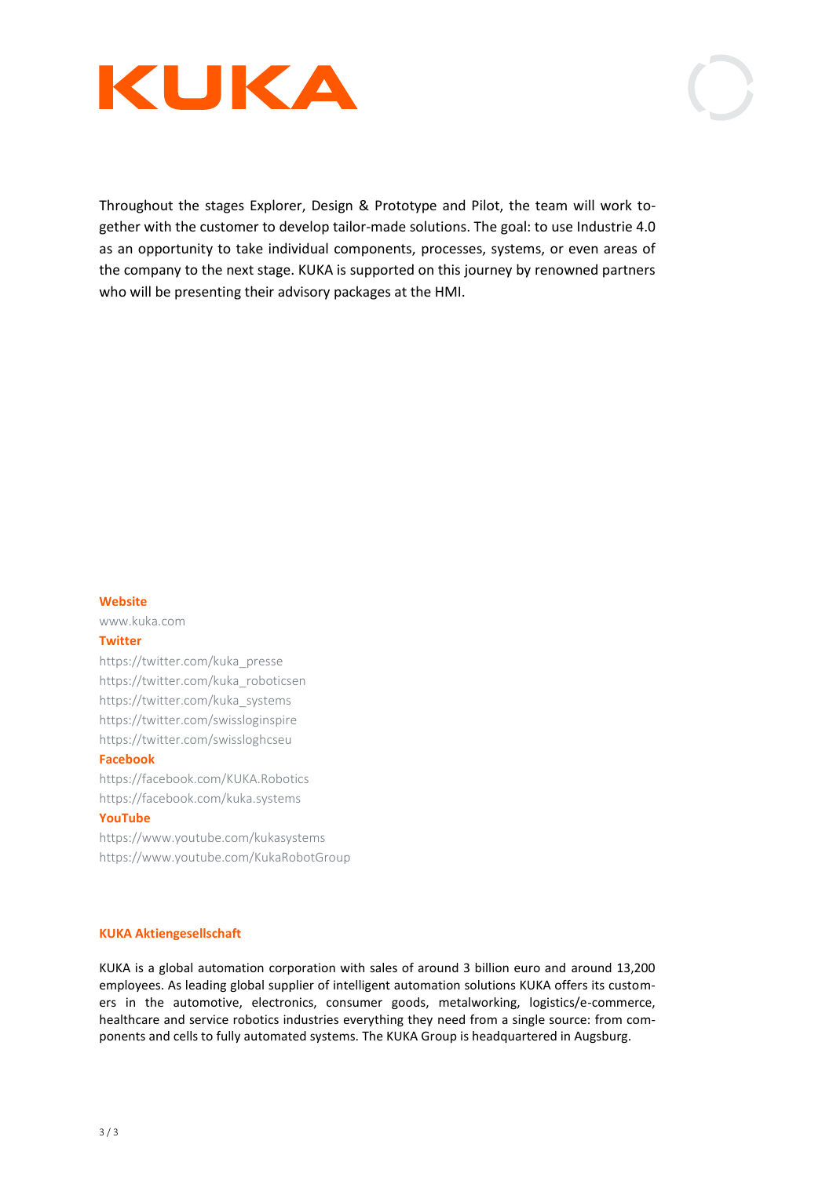Throughout the stages Explorer, Design & Prototype and Pilot, the team will work together with the customer to develop tailor-made solutions. The goal: to use Industrie 4.0 as an opportunity to take individual components, processes, systems, or even areas of the company to the next stage. KUKA is supported on this journey by renowned partners who will be presenting their advisory packages at the HMI.

**Website**
www.kuka.com

**Twitter**
https://twitter.com/kuka_presse
https://twitter.com/kuka_roboticsen
https://twitter.com/kuka_systems
https://twitter.com/swissloginspire
https://twitter.com/swissloghcseu

**Facebook**
https://facebook.com/KUKA.Robotics
https://facebook.com/kuka.systems

**YouTube**
https://www.youtube.com/kukasystems
https://www.youtube.com/KukaRobotGroup

**KUKA Aktiengesellschaft**

KUKA is a global automation corporation with sales of around 3 billion euro and around 13,200 employees. As leading global supplier of intelligent automation solutions KUKA offers its customers in the automotive, electronics, consumer goods, metalworking, logistics/e-commerce, healthcare and service robotics industries everything they need from a single source: from components and cells to fully automated systems. The KUKA Group is headquartered in Augsburg.